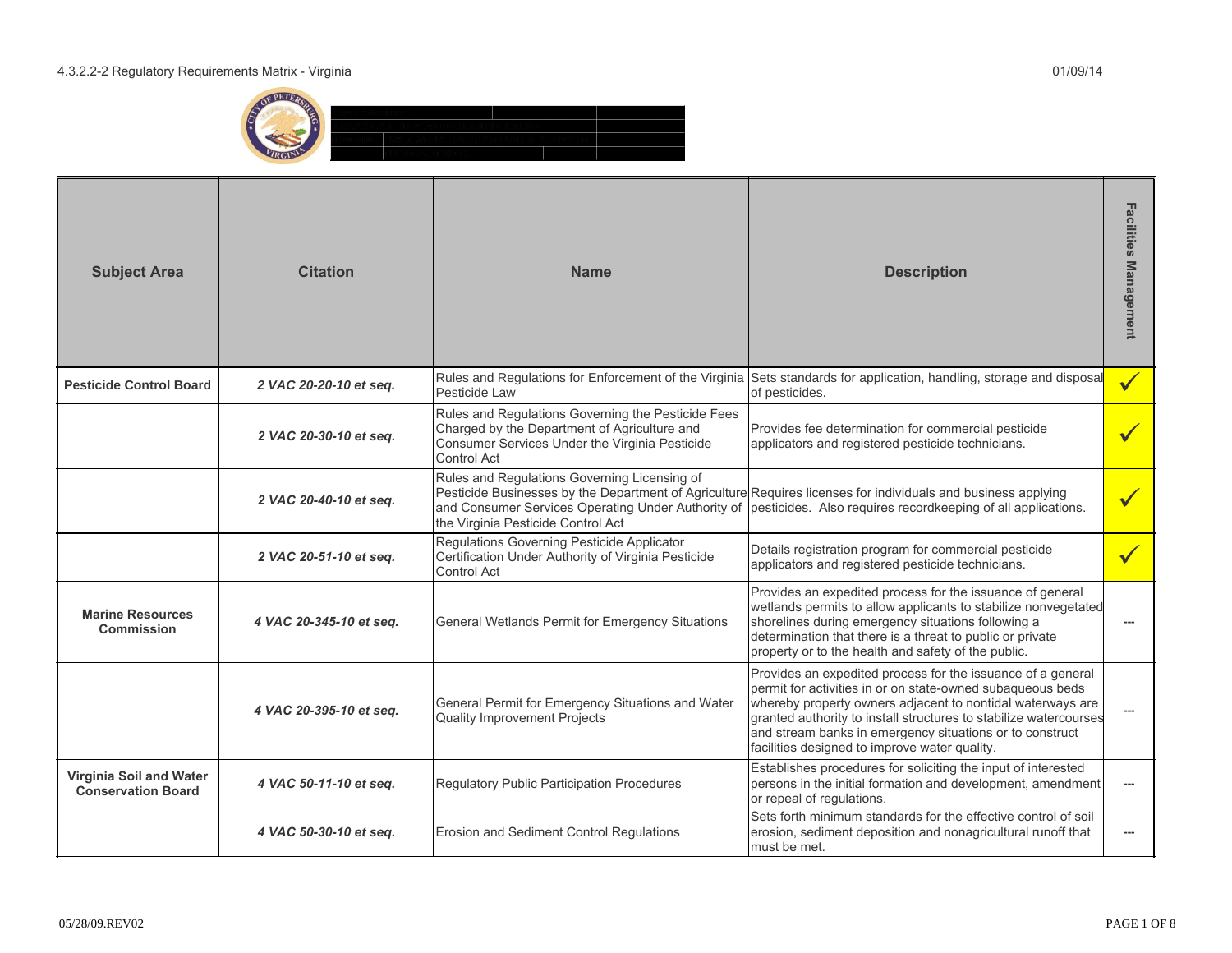# 4.3.2.2-2 Regulatory Requirements Matrix - Virginia

01/09/14

| Subject Area | Citation | Name | Description | Facilities Management |
| --- | --- | --- | --- | --- |
| **Pesticide Control Board** | ***2 VAC 20-20-10 et seq.*** | Rules and Regulations for Enforcement of the Virginia Pesticide Law | Sets standards for application, handling, storage and disposal of pesticides. | ✓ |
| | ***2 VAC 20-30-10 et seq.*** | Rules and Regulations Governing the Pesticide Fees Charged by the Department of Agriculture and Consumer Services Under the Virginia Pesticide Control Act | Provides fee determination for commercial pesticide applicators and registered pesticide technicians. | ✓ |
| | ***2 VAC 20-40-10 et seq.*** | Rules and Regulations Governing Licensing of Pesticide Businesses by the Department of Agriculture and Consumer Services Operating Under Authority of the Virginia Pesticide Control Act | Requires licenses for individuals and business applying pesticides. Also requires recordkeeping of all applications. | ✓ |
| | ***2 VAC 20-51-10 et seq.*** | Regulations Governing Pesticide Applicator Certification Under Authority of Virginia Pesticide Control Act | Details registration program for commercial pesticide applicators and registered pesticide technicians. | ✓ |
| **Marine Resources Commission** | ***4 VAC 20-345-10 et seq.*** | General Wetlands Permit for Emergency Situations | Provides an expedited process for the issuance of general wetlands permits to allow applicants to stabilize nonvegetated shorelines during emergency situations following a determination that there is a threat to public or private property or to the health and safety of the public. | --- |
| | ***4 VAC 20-395-10 et seq.*** | General Permit for Emergency Situations and Water Quality Improvement Projects | Provides an expedited process for the issuance of a general permit for activities in or on state-owned subaqueous beds whereby property owners adjacent to nontidal waterways are granted authority to install structures to stabilize watercourses and stream banks in emergency situations or to construct facilities designed to improve water quality. | --- |
| **Virginia Soil and Water Conservation Board** | ***4 VAC 50-11-10 et seq.*** | Regulatory Public Participation Procedures | Establishes procedures for soliciting the input of interested persons in the initial formation and development, amendment or repeal of regulations. | --- |
| | ***4 VAC 50-30-10 et seq.*** | Erosion and Sediment Control Regulations | Sets forth minimum standards for the effective control of soil erosion, sediment deposition and nonagricultural runoff that must be met. | --- |

05/28/09.REV02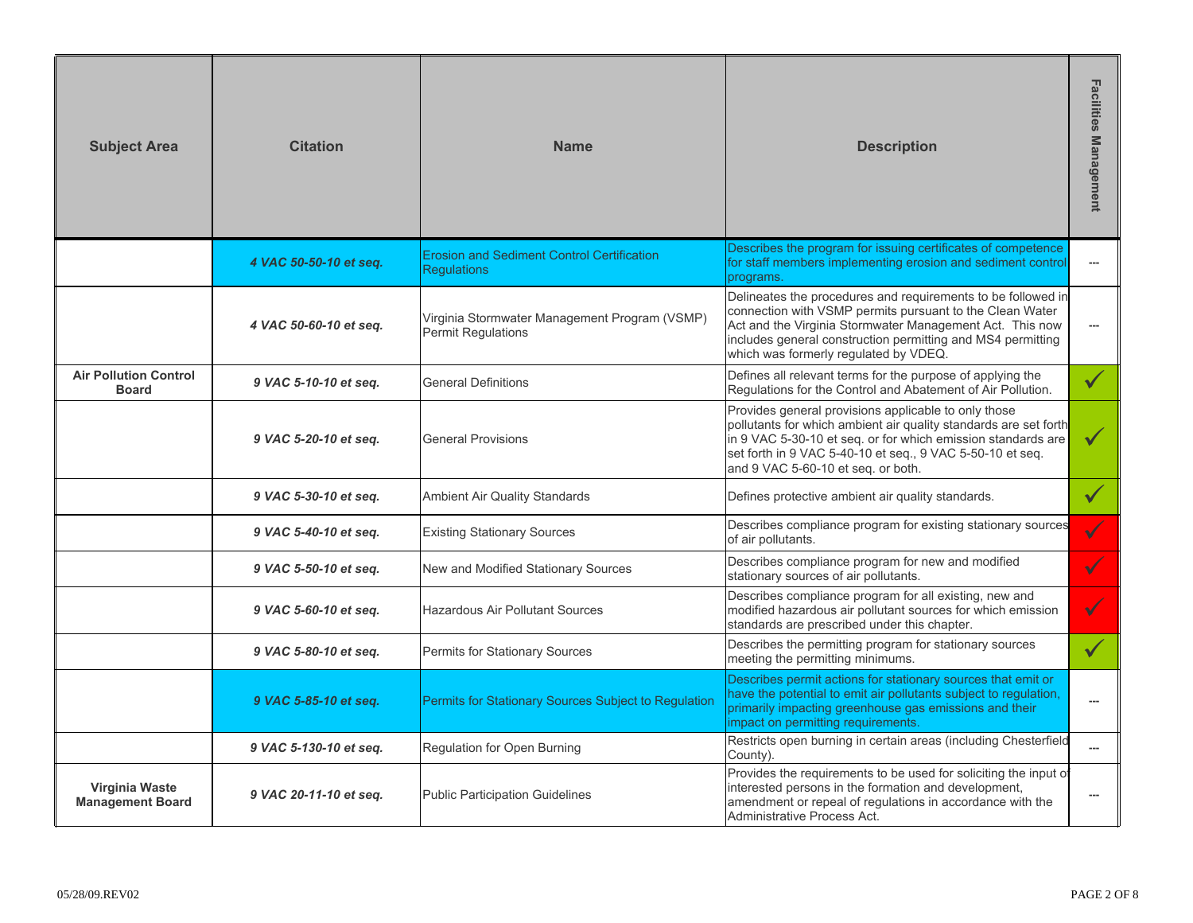| Subject Area | Citation | Name | Description | Facilities Management |
|---|---|---|---|---|
| | ***4 VAC 50-50-10 et seq.*** | Erosion and Sediment Control Certification Regulations | Describes the program for issuing certificates of competence for staff members implementing erosion and sediment control programs. | --- |
| | ***4 VAC 50-60-10 et seq.*** | Virginia Stormwater Management Program (VSMP) Permit Regulations | Delineates the procedures and requirements to be followed in connection with VSMP permits pursuant to the Clean Water Act and the Virginia Stormwater Management Act. This now includes general construction permitting and MS4 permitting which was formerly regulated by VDEQ. | --- |
| **Air Pollution Control Board** | ***9 VAC 5-10-10 et seq.*** | General Definitions | Defines all relevant terms for the purpose of applying the Regulations for the Control and Abatement of Air Pollution. | ✓ |
| | ***9 VAC 5-20-10 et seq.*** | General Provisions | Provides general provisions applicable to only those pollutants for which ambient air quality standards are set forth in 9 VAC 5-30-10 et seq. or for which emission standards are set forth in 9 VAC 5-40-10 et seq., 9 VAC 5-50-10 et seq. and 9 VAC 5-60-10 et seq. or both. | ✓ |
| | ***9 VAC 5-30-10 et seq.*** | Ambient Air Quality Standards | Defines protective ambient air quality standards. | ✓ |
| | ***9 VAC 5-40-10 et seq.*** | Existing Stationary Sources | Describes compliance program for existing stationary sources of air pollutants. | ✓ |
| | ***9 VAC 5-50-10 et seq.*** | New and Modified Stationary Sources | Describes compliance program for new and modified stationary sources of air pollutants. | ✓ |
| | ***9 VAC 5-60-10 et seq.*** | Hazardous Air Pollutant Sources | Describes compliance program for all existing, new and modified hazardous air pollutant sources for which emission standards are prescribed under this chapter. | ✓ |
| | ***9 VAC 5-80-10 et seq.*** | Permits for Stationary Sources | Describes the permitting program for stationary sources meeting the permitting minimums. | ✓ |
| | ***9 VAC 5-85-10 et seq.*** | Permits for Stationary Sources Subject to Regulation | Describes permit actions for stationary sources that emit or have the potential to emit air pollutants subject to regulation, primarily impacting greenhouse gas emissions and their impact on permitting requirements. | --- |
| | ***9 VAC 5-130-10 et seq.*** | Regulation for Open Burning | Restricts open burning in certain areas (including Chesterfield County). | --- |
| **Virginia Waste Management Board** | ***9 VAC 20-11-10 et seq.*** | Public Participation Guidelines | Provides the requirements to be used for soliciting the input of interested persons in the formation and development, amendment or repeal of regulations in accordance with the Administrative Process Act. | --- |

05/28/09.REV02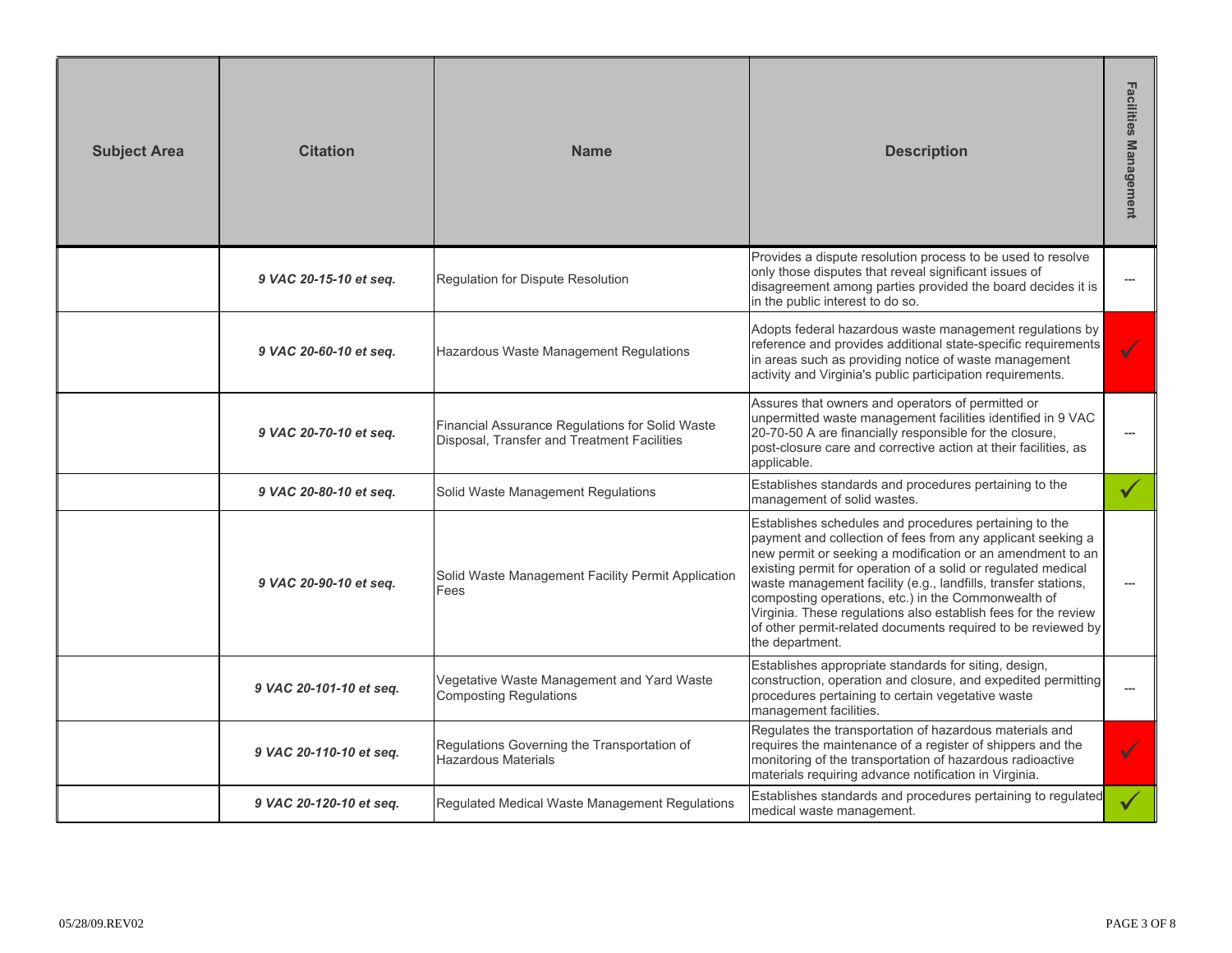| Subject Area | Citation | Name | Description | Facilities Management |
|---|---|---|---|---|
| | ***9 VAC 20-15-10 et seq.*** | Regulation for Dispute Resolution | Provides a dispute resolution process to be used to resolve only those disputes that reveal significant issues of disagreement among parties provided the board decides it is in the public interest to do so. | --- |
| | ***9 VAC 20-60-10 et seq.*** | Hazardous Waste Management Regulations | Adopts federal hazardous waste management regulations by reference and provides additional state-specific requirements in areas such as providing notice of waste management activity and Virginia's public participation requirements. | ✓ |
| | ***9 VAC 20-70-10 et seq.*** | Financial Assurance Regulations for Solid Waste Disposal, Transfer and Treatment Facilities | Assures that owners and operators of permitted or unpermitted waste management facilities identified in 9 VAC 20-70-50 A are financially responsible for the closure, post-closure care and corrective action at their facilities, as applicable. | --- |
| | ***9 VAC 20-80-10 et seq.*** | Solid Waste Management Regulations | Establishes standards and procedures pertaining to the management of solid wastes. | ✓ |
| | ***9 VAC 20-90-10 et seq.*** | Solid Waste Management Facility Permit Application Fees | Establishes schedules and procedures pertaining to the payment and collection of fees from any applicant seeking a new permit or seeking a modification or an amendment to an existing permit for operation of a solid or regulated medical waste management facility (e.g., landfills, transfer stations, composting operations, etc.) in the Commonwealth of Virginia. These regulations also establish fees for the review of other permit-related documents required to be reviewed by the department. | --- |
| | ***9 VAC 20-101-10 et seq.*** | Vegetative Waste Management and Yard Waste Composting Regulations | Establishes appropriate standards for siting, design, construction, operation and closure, and expedited permitting procedures pertaining to certain vegetative waste management facilities. | --- |
| | ***9 VAC 20-110-10 et seq.*** | Regulations Governing the Transportation of Hazardous Materials | Regulates the transportation of hazardous materials and requires the maintenance of a register of shippers and the monitoring of the transportation of hazardous radioactive materials requiring advance notification in Virginia. | ✓ |
| | ***9 VAC 20-120-10 et seq.*** | Regulated Medical Waste Management Regulations | Establishes standards and procedures pertaining to regulated medical waste management. | ✓ |

05/28/09.REV02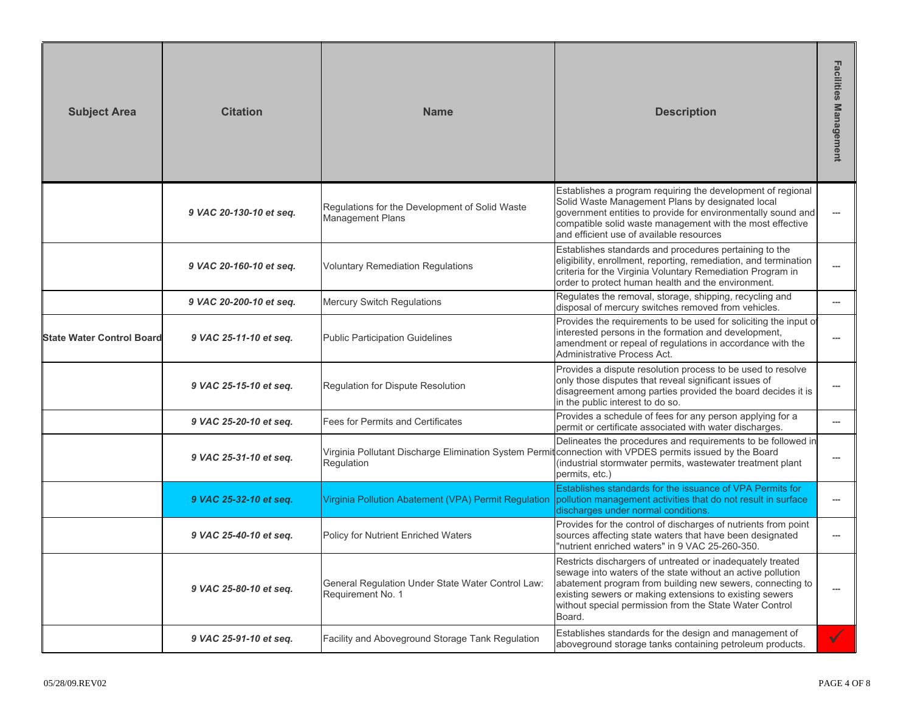| Subject Area | Citation | Name | Description | Facilities Management |
|---|---|---|---|---|
| | ***9 VAC 20-130-10 et seq.*** | Regulations for the Development of Solid Waste Management Plans | Establishes a program requiring the development of regional Solid Waste Management Plans by designated local government entities to provide for environmentally sound and compatible solid waste management with the most effective and efficient use of available resources | --- |
| | ***9 VAC 20-160-10 et seq.*** | Voluntary Remediation Regulations | Establishes standards and procedures pertaining to the eligibility, enrollment, reporting, remediation, and termination criteria for the Virginia Voluntary Remediation Program in order to protect human health and the environment. | --- |
| | ***9 VAC 20-200-10 et seq.*** | Mercury Switch Regulations | Regulates the removal, storage, shipping, recycling and disposal of mercury switches removed from vehicles. | --- |
| **State Water Control Board** | ***9 VAC 25-11-10 et seq.*** | Public Participation Guidelines | Provides the requirements to be used for soliciting the input of interested persons in the formation and development, amendment or repeal of regulations in accordance with the Administrative Process Act. | --- |
| | ***9 VAC 25-15-10 et seq.*** | Regulation for Dispute Resolution | Provides a dispute resolution process to be used to resolve only those disputes that reveal significant issues of disagreement among parties provided the board decides it is in the public interest to do so. | --- |
| | ***9 VAC 25-20-10 et seq.*** | Fees for Permits and Certificates | Provides a schedule of fees for any person applying for a permit or certificate associated with water discharges. | --- |
| | ***9 VAC 25-31-10 et seq.*** | Virginia Pollutant Discharge Elimination System Permit Regulation | Delineates the procedures and requirements to be followed in connection with VPDES permits issued by the Board (industrial stormwater permits, wastewater treatment plant permits, etc.) | --- |
| | ***9 VAC 25-32-10 et seq.*** | Virginia Pollution Abatement (VPA) Permit Regulation | Establishes standards for the issuance of VPA Permits for pollution management activities that do not result in surface discharges under normal conditions. | --- |
| | ***9 VAC 25-40-10 et seq.*** | Policy for Nutrient Enriched Waters | Provides for the control of discharges of nutrients from point sources affecting state waters that have been designated "nutrient enriched waters" in 9 VAC 25-260-350. | --- |
| | ***9 VAC 25-80-10 et seq.*** | General Regulation Under State Water Control Law: Requirement No. 1 | Restricts dischargers of untreated or inadequately treated sewage into waters of the state without an active pollution abatement program from building new sewers, connecting to existing sewers or making extensions to existing sewers without special permission from the State Water Control Board. | --- |
| | ***9 VAC 25-91-10 et seq.*** | Facility and Aboveground Storage Tank Regulation | Establishes standards for the design and management of aboveground storage tanks containing petroleum products. | ✓ |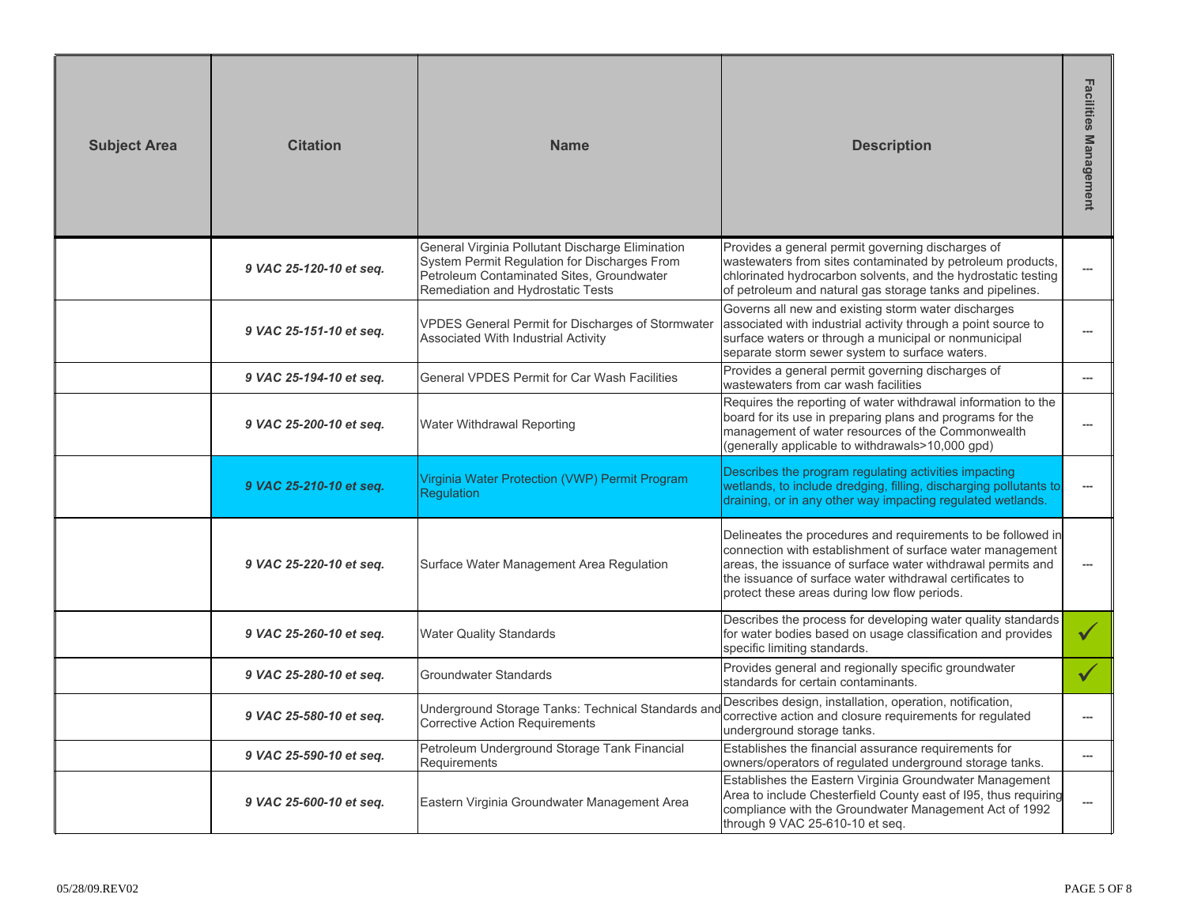| Subject Area | Citation | Name | Description | Facilities Management |
|---|---|---|---|---|
| | *9 VAC 25-120-10 et seq.* | General Virginia Pollutant Discharge Elimination System Permit Regulation for Discharges From Petroleum Contaminated Sites, Groundwater Remediation and Hydrostatic Tests | Provides a general permit governing discharges of wastewaters from sites contaminated by petroleum products, chlorinated hydrocarbon solvents, and the hydrostatic testing of petroleum and natural gas storage tanks and pipelines. | --- |
| | *9 VAC 25-151-10 et seq.* | VPDES General Permit for Discharges of Stormwater Associated With Industrial Activity | Governs all new and existing storm water discharges associated with industrial activity through a point source to surface waters or through a municipal or nonmunicipal separate storm sewer system to surface waters. | --- |
| | *9 VAC 25-194-10 et seq.* | General VPDES Permit for Car Wash Facilities | Provides a general permit governing discharges of wastewaters from car wash facilities | --- |
| | *9 VAC 25-200-10 et seq.* | Water Withdrawal Reporting | Requires the reporting of water withdrawal information to the board for its use in preparing plans and programs for the management of water resources of the Commonwealth (generally applicable to withdrawals>10,000 gpd) | --- |
| | *9 VAC 25-210-10 et seq.* | Virginia Water Protection (VWP) Permit Program Regulation | Describes the program regulating activities impacting wetlands, to include dredging, filling, discharging pollutants to draining, or in any other way impacting regulated wetlands. | --- |
| | *9 VAC 25-220-10 et seq.* | Surface Water Management Area Regulation | Delineates the procedures and requirements to be followed in connection with establishment of surface water management areas, the issuance of surface water withdrawal permits and the issuance of surface water withdrawal certificates to protect these areas during low flow periods. | --- |
| | *9 VAC 25-260-10 et seq.* | Water Quality Standards | Describes the process for developing water quality standards for water bodies based on usage classification and provides specific limiting standards. | ✓ |
| | *9 VAC 25-280-10 et seq.* | Groundwater Standards | Provides general and regionally specific groundwater standards for certain contaminants. | ✓ |
| | *9 VAC 25-580-10 et seq.* | Underground Storage Tanks: Technical Standards and Corrective Action Requirements | Describes design, installation, operation, notification, corrective action and closure requirements for regulated underground storage tanks. | --- |
| | *9 VAC 25-590-10 et seq.* | Petroleum Underground Storage Tank Financial Requirements | Establishes the financial assurance requirements for owners/operators of regulated underground storage tanks. | --- |
| | *9 VAC 25-600-10 et seq.* | Eastern Virginia Groundwater Management Area | Establishes the Eastern Virginia Groundwater Management Area to include Chesterfield County east of I95, thus requiring compliance with the Groundwater Management Act of 1992 through 9 VAC 25-610-10 et seq. | --- |

05/28/09.REV02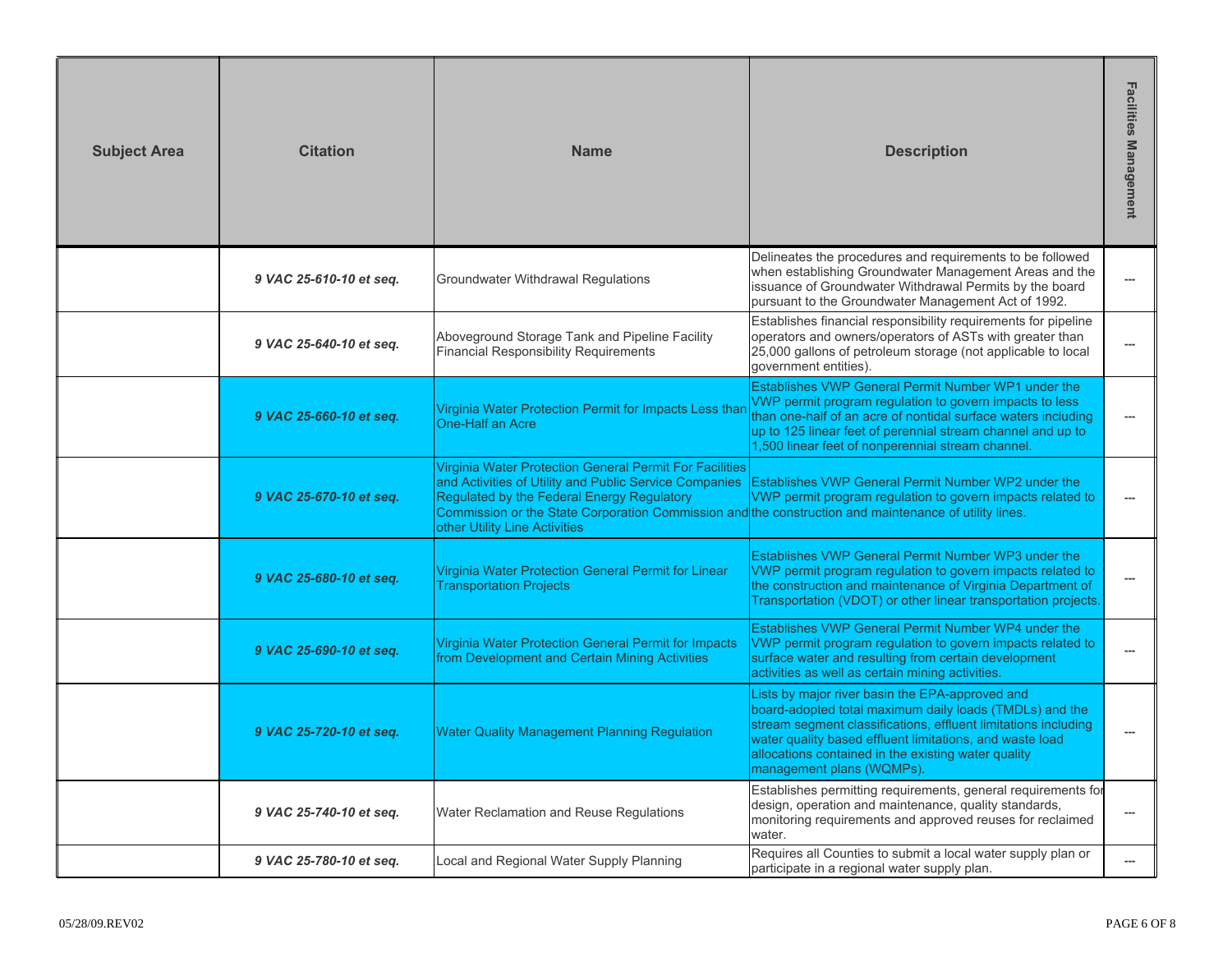| Subject Area | Citation | Name | Description | Facilities Management |
|---|---|---|---|---|
| | ***9 VAC 25-610-10 et seq.*** | Groundwater Withdrawal Regulations | Delineates the procedures and requirements to be followed when establishing Groundwater Management Areas and the issuance of Groundwater Withdrawal Permits by the board pursuant to the Groundwater Management Act of 1992. | --- |
| | ***9 VAC 25-640-10 et seq.*** | Aboveground Storage Tank and Pipeline Facility Financial Responsibility Requirements | Establishes financial responsibility requirements for pipeline operators and owners/operators of ASTs with greater than 25,000 gallons of petroleum storage (not applicable to local government entities). | --- |
| | ***9 VAC 25-660-10 et seq.*** | Virginia Water Protection Permit for Impacts Less than One-Half an Acre | Establishes VWP General Permit Number WP1 under the VWP permit program regulation to govern impacts to less than one-half of an acre of nontidal surface waters including up to 125 linear feet of perennial stream channel and up to 1,500 linear feet of nonperennial stream channel. | --- |
| | ***9 VAC 25-670-10 et seq.*** | Virginia Water Protection General Permit For Facilities and Activities of Utility and Public Service Companies Regulated by the Federal Energy Regulatory Commission or the State Corporation Commission and other Utility Line Activities | Establishes VWP General Permit Number WP2 under the VWP permit program regulation to govern impacts related to the construction and maintenance of utility lines. | --- |
| | ***9 VAC 25-680-10 et seq.*** | Virginia Water Protection General Permit for Linear Transportation Projects | Establishes VWP General Permit Number WP3 under the VWP permit program regulation to govern impacts related to the construction and maintenance of Virginia Department of Transportation (VDOT) or other linear transportation projects. | --- |
| | ***9 VAC 25-690-10 et seq.*** | Virginia Water Protection General Permit for Impacts from Development and Certain Mining Activities | Establishes VWP General Permit Number WP4 under the VWP permit program regulation to govern impacts related to surface water and resulting from certain development activities as well as certain mining activities. | --- |
| | ***9 VAC 25-720-10 et seq.*** | Water Quality Management Planning Regulation | Lists by major river basin the EPA-approved and board-adopted total maximum daily loads (TMDLs) and the stream segment classifications, effluent limitations including water quality based effluent limitations, and waste load allocations contained in the existing water quality management plans (WQMPs). | --- |
| | ***9 VAC 25-740-10 et seq.*** | Water Reclamation and Reuse Regulations | Establishes permitting requirements, general requirements for design, operation and maintenance, quality standards, monitoring requirements and approved reuses for reclaimed water. | --- |
| | ***9 VAC 25-780-10 et seq.*** | Local and Regional Water Supply Planning | Requires all Counties to submit a local water supply plan or participate in a regional water supply plan. | --- |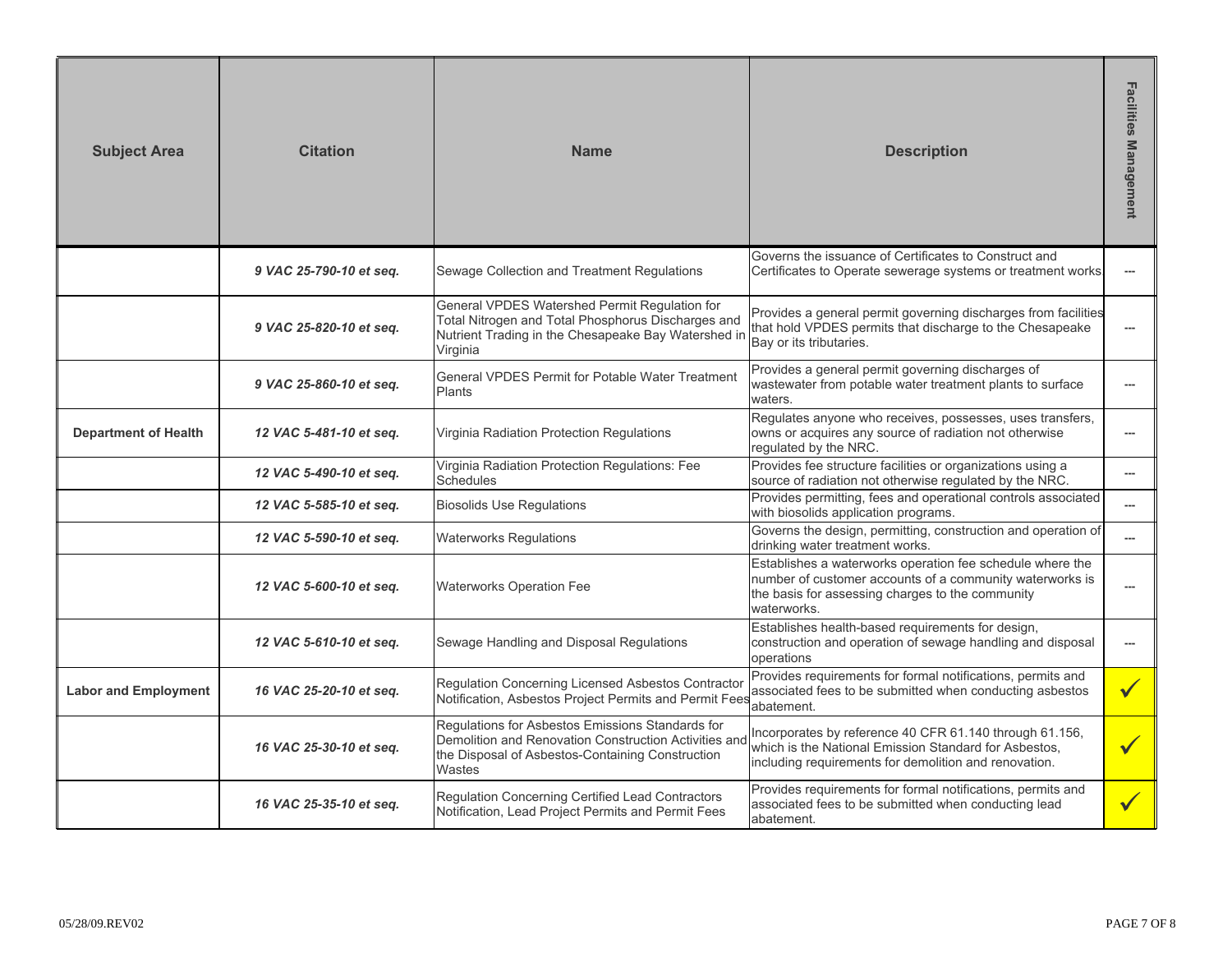| Subject Area | Citation | Name | Description | Facilities Management |
|---|---|---|---|---|
| | ***9 VAC 25-790-10 et seq.*** | Sewage Collection and Treatment Regulations | Governs the issuance of Certificates to Construct and Certificates to Operate sewerage systems or treatment works | --- |
| | ***9 VAC 25-820-10 et seq.*** | General VPDES Watershed Permit Regulation for Total Nitrogen and Total Phosphorus Discharges and Nutrient Trading in the Chesapeake Bay Watershed in Virginia | Provides a general permit governing discharges from facilities that hold VPDES permits that discharge to the Chesapeake Bay or its tributaries. | --- |
| | ***9 VAC 25-860-10 et seq.*** | General VPDES Permit for Potable Water Treatment Plants | Provides a general permit governing discharges of wastewater from potable water treatment plants to surface waters. | --- |
| **Department of Health** | ***12 VAC 5-481-10 et seq.*** | Virginia Radiation Protection Regulations | Regulates anyone who receives, possesses, uses transfers, owns or acquires any source of radiation not otherwise regulated by the NRC. | --- |
| | ***12 VAC 5-490-10 et seq.*** | Virginia Radiation Protection Regulations: Fee Schedules | Provides fee structure facilities or organizations using a source of radiation not otherwise regulated by the NRC. | --- |
| | ***12 VAC 5-585-10 et seq.*** | Biosolids Use Regulations | Provides permitting, fees and operational controls associated with biosolids application programs. | --- |
| | ***12 VAC 5-590-10 et seq.*** | Waterworks Regulations | Governs the design, permitting, construction and operation of drinking water treatment works. | --- |
| | ***12 VAC 5-600-10 et seq.*** | Waterworks Operation Fee | Establishes a waterworks operation fee schedule where the number of customer accounts of a community waterworks is the basis for assessing charges to the community waterworks. | --- |
| | ***12 VAC 5-610-10 et seq.*** | Sewage Handling and Disposal Regulations | Establishes health-based requirements for design, construction and operation of sewage handling and disposal operations | --- |
| **Labor and Employment** | ***16 VAC 25-20-10 et seq.*** | Regulation Concerning Licensed Asbestos Contractor Notification, Asbestos Project Permits and Permit Fees | Provides requirements for formal notifications, permits and associated fees to be submitted when conducting asbestos abatement. | ✓ |
| | ***16 VAC 25-30-10 et seq.*** | Regulations for Asbestos Emissions Standards for Demolition and Renovation Construction Activities and the Disposal of Asbestos-Containing Construction Wastes | Incorporates by reference 40 CFR 61.140 through 61.156, which is the National Emission Standard for Asbestos, including requirements for demolition and renovation. | ✓ |
| | ***16 VAC 25-35-10 et seq.*** | Regulation Concerning Certified Lead Contractors Notification, Lead Project Permits and Permit Fees | Provides requirements for formal notifications, permits and associated fees to be submitted when conducting lead abatement. | ✓ |

05/28/09.REV02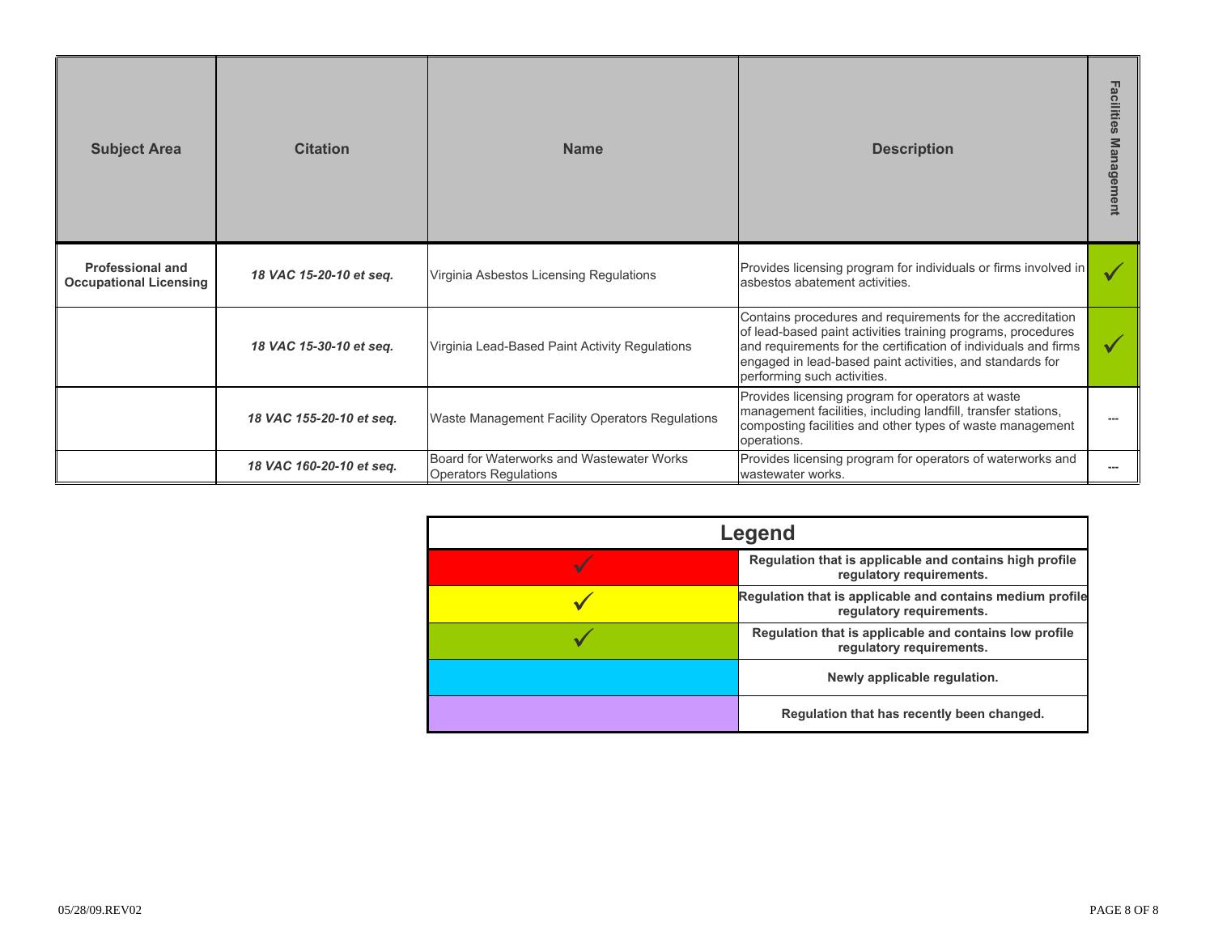| Subject Area | Citation | Name | Description | Facilities Management |
|---|---|---|---|---|
| **Professional and Occupational Licensing** | ***18 VAC 15-20-10 et seq.*** | Virginia Asbestos Licensing Regulations | Provides licensing program for individuals or firms involved in asbestos abatement activities. | ✓ |
| | ***18 VAC 15-30-10 et seq.*** | Virginia Lead-Based Paint Activity Regulations | Contains procedures and requirements for the accreditation of lead-based paint activities training programs, procedures and requirements for the certification of individuals and firms engaged in lead-based paint activities, and standards for performing such activities. | ✓ |
| | ***18 VAC 155-20-10 et seq.*** | Waste Management Facility Operators Regulations | Provides licensing program for operators at waste management facilities, including landfill, transfer stations, composting facilities and other types of waste management operations. | --- |
| | ***18 VAC 160-20-10 et seq.*** | Board for Waterworks and Wastewater Works Operators Regulations | Provides licensing program for operators of waterworks and wastewater works. | --- |

| Legend | |
|---|---|
| ✓ (red) | **Regulation that is applicable and contains high profile regulatory requirements.** |
| ✓ (yellow) | **Regulation that is applicable and contains medium profile regulatory requirements.** |
| ✓ (green) | **Regulation that is applicable and contains low profile regulatory requirements.** |
| (blue) | **Newly applicable regulation.** |
| (purple) | **Regulation that has recently been changed.** |

05/28/09.REV02